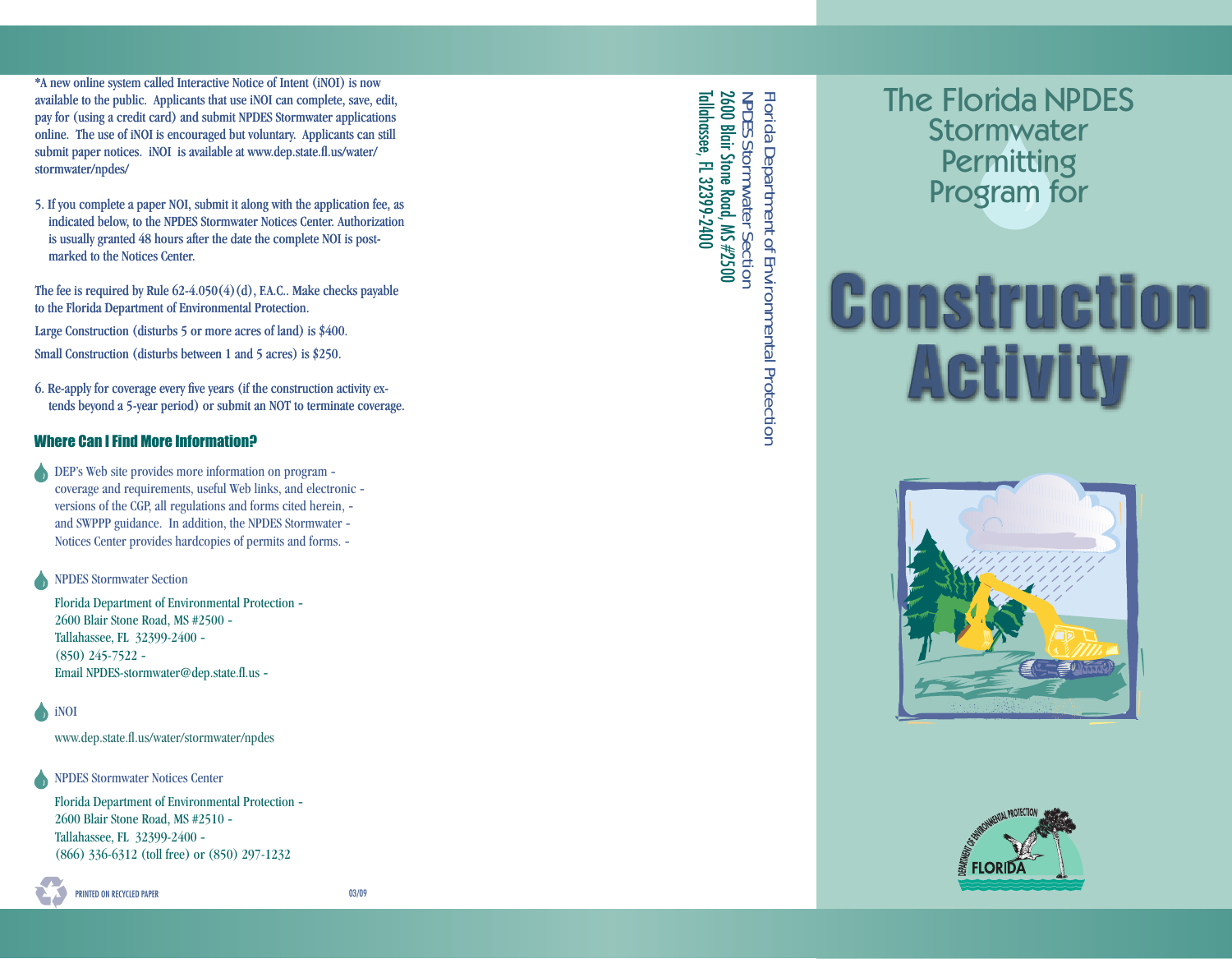*A new online system called Interactive Notice of Intent (iNOI) is now available to the public. Applicants that use iNOI can complete, save, edit, pay for (using a credit card) and submit NPDES Stormwater applications online. The use of iNOI is encouraged but voluntary. Applicants can still submit paper notices. iNOI is available at www.dep.state.fl.us/water/stormwater/npdes/

5. If you complete a paper NOI, submit it along with the application fee, as indicated below, to the NPDES Stormwater Notices Center. Authorization is usually granted 48 hours after the date the complete NOI is postmarked to the Notices Center.

The fee is required by Rule 62-4.050(4)(d), F.A.C.. Make checks payable to the Florida Department of Environmental Protection.

Large Construction (disturbs 5 or more acres of land) is $400.

Small Construction (disturbs between 1 and 5 acres) is $250.

6. Re-apply for coverage every five years (if the construction activity extends beyond a 5-year period) or submit an NOT to terminate coverage.

## Where Can I Find More Information?

- DEP's Web site provides more information on program coverage and requirements, useful Web links, and electronic versions of the CGP, all regulations and forms cited herein, and SWPPP guidance. In addition, the NPDES Stormwater Notices Center provides hardcopies of permits and forms.

- NPDES Stormwater Section

  Florida Department of Environmental Protection
  2600 Blair Stone Road, MS #2500
  Tallahassee, FL 32399-2400
  (850) 245-7522
  Email NPDES-stormwater@dep.state.fl.us

- iNOI

  www.dep.state.fl.us/water/stormwater/npdes

- NPDES Stormwater Notices Center

  Florida Department of Environmental Protection
  2600 Blair Stone Road, MS #2510
  Tallahassee, FL 32399-2400
  (866) 336-6312 (toll free) or (850) 297-1232

PRINTED ON RECYCLED PAPER

03/09

Florida Department of Environmental Protection
NPDES Stormwater Section
2600 Blair Stone Road, MS #2500
Tallahassee, FL 32399-2400

# The Florida NPDES Stormwater Permitting Program for

# Construction Activity

DEPARTMENT OF ENVIRONMENTAL PROTECTION
FLORIDA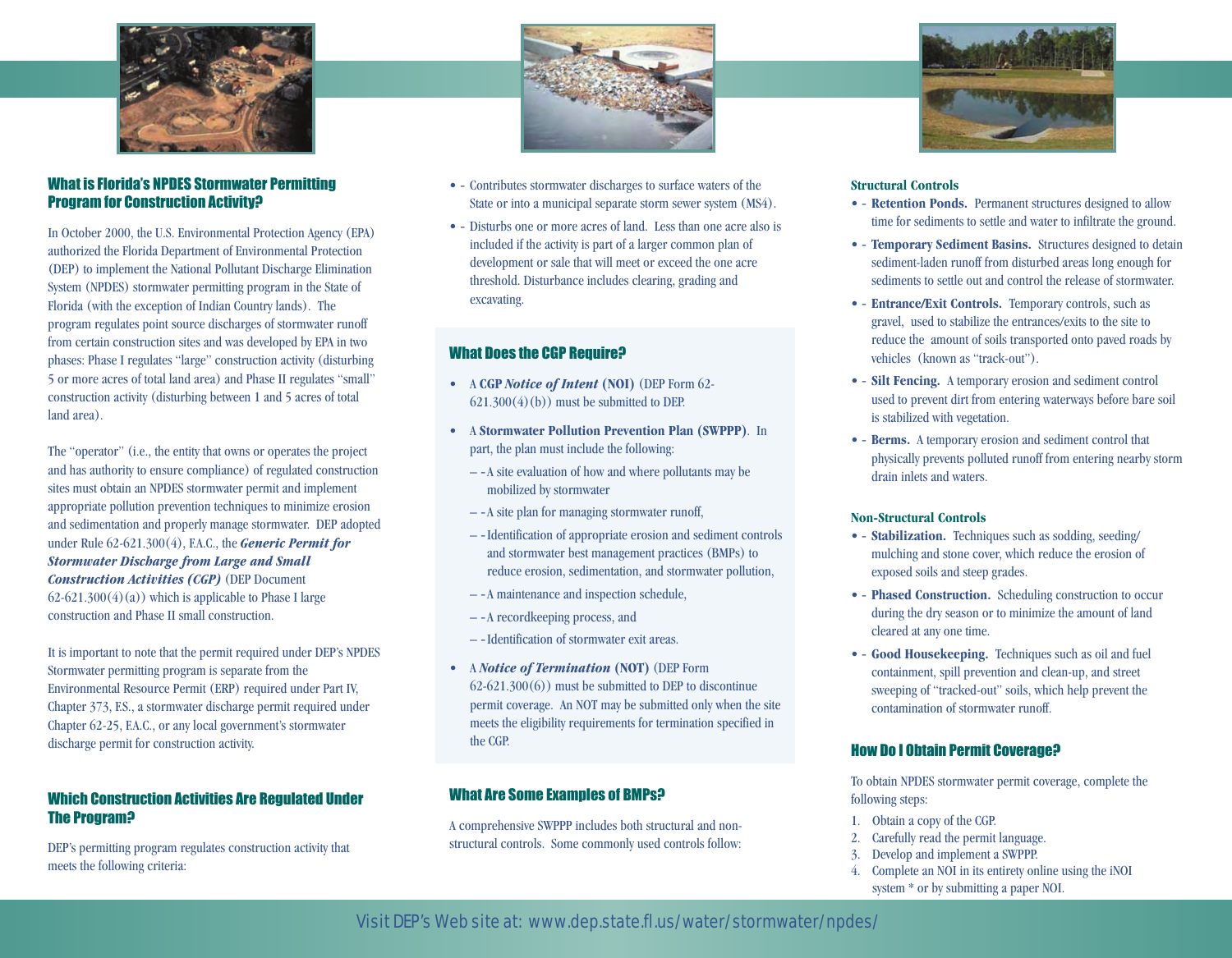## What is Florida's NPDES Stormwater Permitting Program for Construction Activity?

In October 2000, the U.S. Environmental Protection Agency (EPA) authorized the Florida Department of Environmental Protection (DEP) to implement the National Pollutant Discharge Elimination System (NPDES) stormwater permitting program in the State of Florida (with the exception of Indian Country lands). The program regulates point source discharges of stormwater runoff from certain construction sites and was developed by EPA in two phases: Phase I regulates "large" construction activity (disturbing 5 or more acres of total land area) and Phase II regulates "small" construction activity (disturbing between 1 and 5 acres of total land area).

The "operator" (i.e., the entity that owns or operates the project and has authority to ensure compliance) of regulated construction sites must obtain an NPDES stormwater permit and implement appropriate pollution prevention techniques to minimize erosion and sedimentation and properly manage stormwater. DEP adopted under Rule 62-621.300(4), F.A.C., the ***Generic Permit for Stormwater Discharge from Large and Small Construction Activities (CGP)*** (DEP Document 62-621.300(4)(a)) which is applicable to Phase I large construction and Phase II small construction.

It is important to note that the permit required under DEP's NPDES Stormwater permitting program is separate from the Environmental Resource Permit (ERP) required under Part IV, Chapter 373, F.S., a stormwater discharge permit required under Chapter 62-25, F.A.C., or any local government's stormwater discharge permit for construction activity.

## Which Construction Activities Are Regulated Under The Program?

DEP's permitting program regulates construction activity that meets the following criteria:

- Contributes stormwater discharges to surface waters of the State or into a municipal separate storm sewer system (MS4).
- Disturbs one or more acres of land. Less than one acre also is included if the activity is part of a larger common plan of development or sale that will meet or exceed the one acre threshold. Disturbance includes clearing, grading and excavating.

## What Does the CGP Require?

- A **CGP *Notice of Intent* (NOI)** (DEP Form 62-621.300(4)(b)) must be submitted to DEP.
- A **Stormwater Pollution Prevention Plan (SWPPP)**. In part, the plan must include the following:
  - A site evaluation of how and where pollutants may be mobilized by stormwater
  - A site plan for managing stormwater runoff,
  - Identification of appropriate erosion and sediment controls and stormwater best management practices (BMPs) to reduce erosion, sedimentation, and stormwater pollution,
  - A maintenance and inspection schedule,
  - A recordkeeping process, and
  - Identification of stormwater exit areas.
- A ***Notice of Termination* (NOT)** (DEP Form 62-621.300(6)) must be submitted to DEP to discontinue permit coverage. An NOT may be submitted only when the site meets the eligibility requirements for termination specified in the CGP.

## What Are Some Examples of BMPs?

A comprehensive SWPPP includes both structural and non-structural controls. Some commonly used controls follow:

### Structural Controls

- **Retention Ponds.** Permanent structures designed to allow time for sediments to settle and water to infiltrate the ground.
- **Temporary Sediment Basins.** Structures designed to detain sediment-laden runoff from disturbed areas long enough for sediments to settle out and control the release of stormwater.
- **Entrance/Exit Controls.** Temporary controls, such as gravel, used to stabilize the entrances/exits to the site to reduce the amount of soils transported onto paved roads by vehicles (known as "track-out").
- **Silt Fencing.** A temporary erosion and sediment control used to prevent dirt from entering waterways before bare soil is stabilized with vegetation.
- **Berms.** A temporary erosion and sediment control that physically prevents polluted runoff from entering nearby storm drain inlets and waters.

### Non-Structural Controls

- **Stabilization.** Techniques such as sodding, seeding/mulching and stone cover, which reduce the erosion of exposed soils and steep grades.
- **Phased Construction.** Scheduling construction to occur during the dry season or to minimize the amount of land cleared at any one time.
- **Good Housekeeping.** Techniques such as oil and fuel containment, spill prevention and clean-up, and street sweeping of "tracked-out" soils, which help prevent the contamination of stormwater runoff.

## How Do I Obtain Permit Coverage?

To obtain NPDES stormwater permit coverage, complete the following steps:

1. Obtain a copy of the CGP.
2. Carefully read the permit language.
3. Develop and implement a SWPPP.
4. Complete an NOI in its entirety online using the iNOI system * or by submitting a paper NOI.

Visit DEP's Web site at: www.dep.state.fl.us/water/stormwater/npdes/